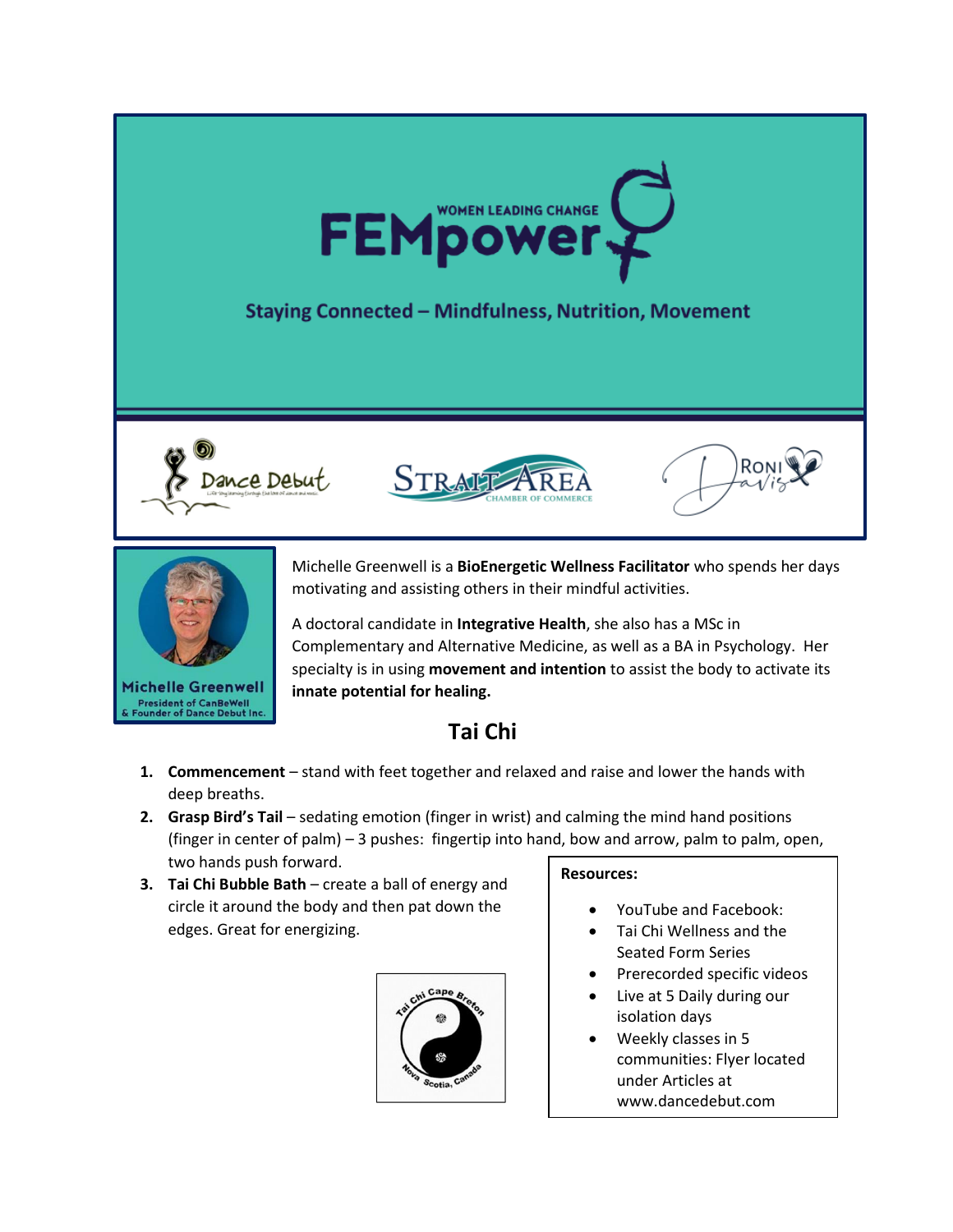# FEMpower

WOMEN LEADING CHANGE

## Staying Connected – Mindfulness, Nutrition, Movement

Dance Debut

Strait Area Chamber of Commerce

Roni Davis

**Michelle Greenwell**
President of CanBeWell
& Founder of Dance Debut Inc.

Michelle Greenwell is a **BioEnergetic Wellness Facilitator** who spends her days motivating and assisting others in their mindful activities.

A doctoral candidate in **Integrative Health**, she also has a MSc in Complementary and Alternative Medicine, as well as a BA in Psychology. Her specialty is in using **movement and intention** to assist the body to activate its **innate potential for healing.**

## Tai Chi

1. **Commencement** – stand with feet together and relaxed and raise and lower the hands with deep breaths.
2. **Grasp Bird's Tail** – sedating emotion (finger in wrist) and calming the mind hand positions (finger in center of palm) – 3 pushes: fingertip into hand, bow and arrow, palm to palm, open, two hands push forward.
3. **Tai Chi Bubble Bath** – create a ball of energy and circle it around the body and then pat down the edges. Great for energizing.

Tai Chi Cape Breton, Nova Scotia, Canada

**Resources:**

- YouTube and Facebook:
- Tai Chi Wellness and the Seated Form Series
- Prerecorded specific videos
- Live at 5 Daily during our isolation days
- Weekly classes in 5 communities: Flyer located under Articles at www.dancedebut.com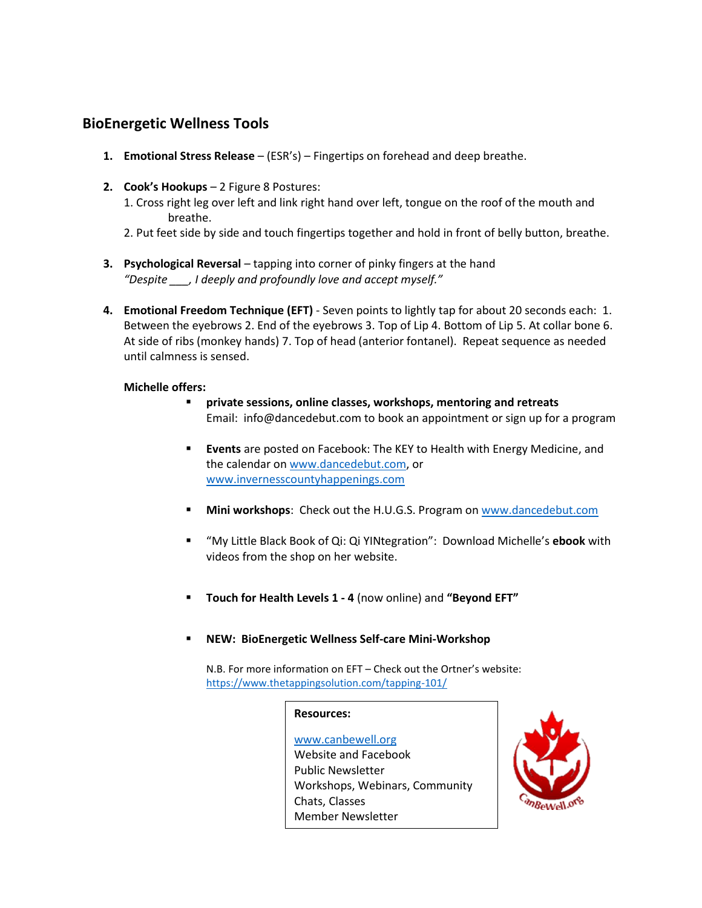## BioEnergetic Wellness Tools

1. **Emotional Stress Release** – (ESR's) – Fingertips on forehead and deep breathe.

2. **Cook's Hookups** – 2 Figure 8 Postures:
   1. Cross right leg over left and link right hand over left, tongue on the roof of the mouth and breathe.
   2. Put feet side by side and touch fingertips together and hold in front of belly button, breathe.

3. **Psychological Reversal** – tapping into corner of pinky fingers at the hand
   *"Despite ___, I deeply and profoundly love and accept myself."*

4. **Emotional Freedom Technique (EFT)** - Seven points to lightly tap for about 20 seconds each: 1. Between the eyebrows 2. End of the eyebrows 3. Top of Lip 4. Bottom of Lip 5. At collar bone 6. At side of ribs (monkey hands) 7. Top of head (anterior fontanel). Repeat sequence as needed until calmness is sensed.

**Michelle offers:**

- **private sessions, online classes, workshops, mentoring and retreats**
  Email: info@dancedebut.com to book an appointment or sign up for a program

- **Events** are posted on Facebook: The KEY to Health with Energy Medicine, and the calendar on www.dancedebut.com, or www.invernesscountyhappenings.com

- **Mini workshops**: Check out the H.U.G.S. Program on www.dancedebut.com

- "My Little Black Book of Qi: Qi YINtegration": Download Michelle's **ebook** with videos from the shop on her website.

- **Touch for Health Levels 1 - 4** (now online) and **"Beyond EFT"**

- **NEW: BioEnergetic Wellness Self-care Mini-Workshop**

N.B. For more information on EFT – Check out the Ortner's website: https://www.thetappingsolution.com/tapping-101/

**Resources:**

www.canbewell.org
Website and Facebook
Public Newsletter
Workshops, Webinars, Community Chats, Classes
Member Newsletter

CanBeWell.org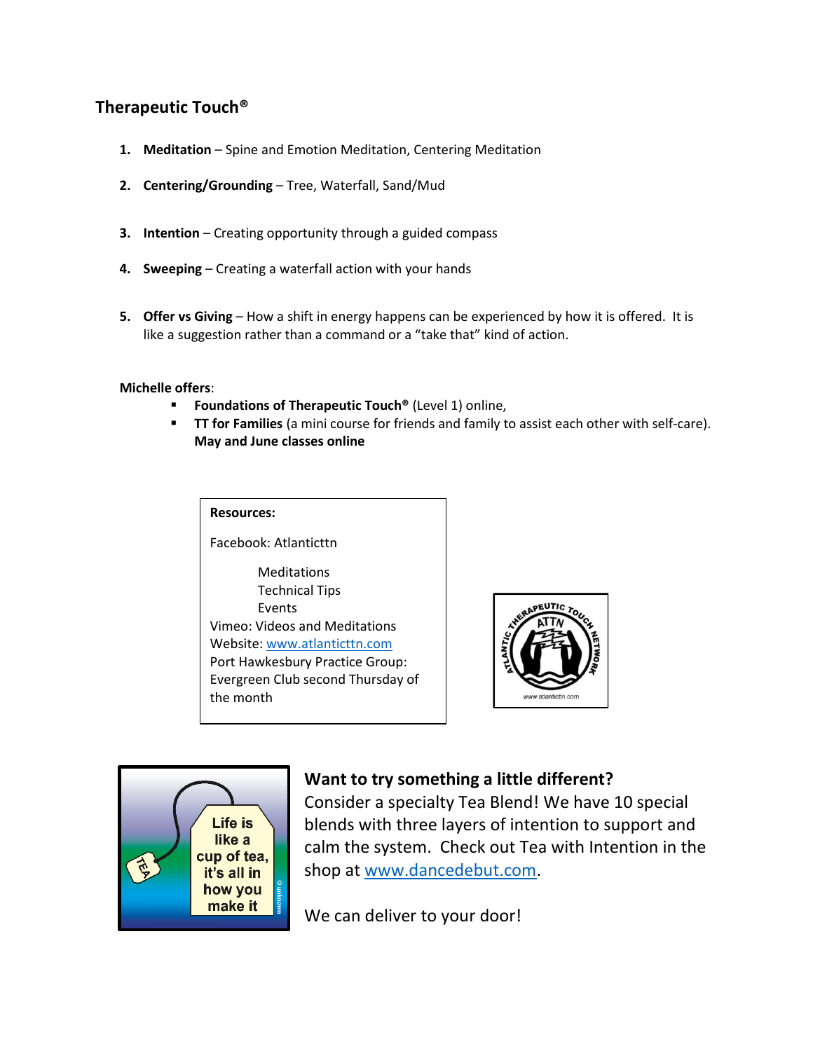## Therapeutic Touch®

1. **Meditation** – Spine and Emotion Meditation, Centering Meditation
2. **Centering/Grounding** – Tree, Waterfall, Sand/Mud
3. **Intention** – Creating opportunity through a guided compass
4. **Sweeping** – Creating a waterfall action with your hands
5. **Offer vs Giving** – How a shift in energy happens can be experienced by how it is offered. It is like a suggestion rather than a command or a "take that" kind of action.

**Michelle offers**:

- **Foundations of Therapeutic Touch®** (Level 1) online,
- **TT for Families** (a mini course for friends and family to assist each other with self-care). **May and June classes online**

**Resources:**

Facebook: Atlanticttn

- Meditations
- Technical Tips
- Events

Vimeo: Videos and Meditations
Website: www.atlanticttn.com
Port Hawkesbury Practice Group: Evergreen Club second Thursday of the month

### Want to try something a little different?

Consider a specialty Tea Blend! We have 10 special blends with three layers of intention to support and calm the system. Check out Tea with Intention in the shop at www.dancedebut.com.

We can deliver to your door!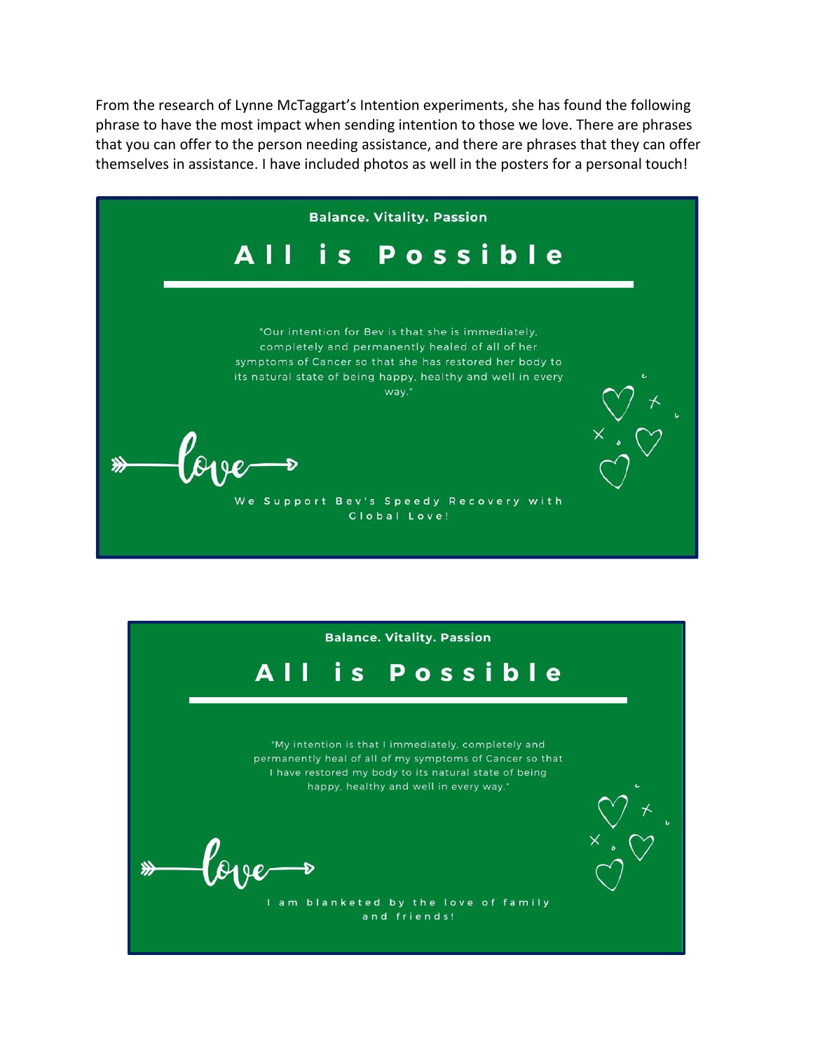From the research of Lynne McTaggart's Intention experiments, she has found the following phrase to have the most impact when sending intention to those we love. There are phrases that you can offer to the person needing assistance, and there are phrases that they can offer themselves in assistance. I have included photos as well in the posters for a personal touch!

**Balance. Vitality. Passion**

## All is Possible

"Our intention for Bev is that she is immediately, completely and permanently healed of all of her symptoms of Cancer so that she has restored her body to its natural state of being happy, healthy and well in every way."

love

We Support Bev's Speedy Recovery with Global Love!

**Balance. Vitality. Passion**

## All is Possible

"My intention is that I immediately, completely and permanently heal of all of my symptoms of Cancer so that I have restored my body to its natural state of being happy, healthy and well in every way."

love

I am blanketed by the love of family and friends!